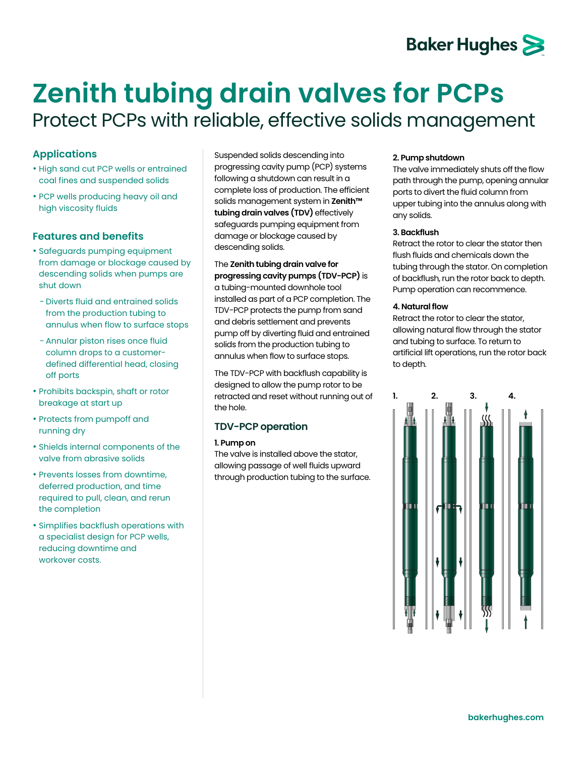# Zenith tubing drain valves for PCPs

## Protect PCPs with reliable, effective solids management

### Applications

- High sand cut PCP wells or entrained coal fines and suspended solids
- PCP wells producing heavy oil and high viscosity fluids

### Features and benefits

- Safeguards pumping equipment from damage or blockage caused by descending solids when pumps are shut down
  - Diverts fluid and entrained solids from the production tubing to annulus when flow to surface stops
  - Annular piston rises once fluid column drops to a customer-defined differential head, closing off ports
- Prohibits backspin, shaft or rotor breakage at start up
- Protects from pumpoff and running dry
- Shields internal components of the valve from abrasive solids
- Prevents losses from downtime, deferred production, and time required to pull, clean, and rerun the completion
- Simplifies backflush operations with a specialist design for PCP wells, reducing downtime and workover costs.

Suspended solids descending into progressing cavity pump (PCP) systems following a shutdown can result in a complete loss of production. The efficient solids management system in **Zenith™ tubing drain valves (TDV)** effectively safeguards pumping equipment from damage or blockage caused by descending solids.

The **Zenith tubing drain valve for progressing cavity pumps (TDV-PCP)** is a tubing-mounted downhole tool installed as part of a PCP completion. The TDV-PCP protects the pump from sand and debris settlement and prevents pump off by diverting fluid and entrained solids from the production tubing to annulus when flow to surface stops.

The TDV-PCP with backflush capability is designed to allow the pump rotor to be retracted and reset without running out of the hole.

### TDV-PCP operation

**1. Pump on**
The valve is installed above the stator, allowing passage of well fluids upward through production tubing to the surface.

**2. Pump shutdown**
The valve immediately shuts off the flow path through the pump, opening annular ports to divert the fluid column from upper tubing into the annulus along with any solids.

**3. Backflush**
Retract the rotor to clear the stator then flush fluids and chemicals down the tubing through the stator. On completion of backflush, run the rotor back to depth. Pump operation can recommence.

**4. Natural flow**
Retract the rotor to clear the stator, allowing natural flow through the stator and tubing to surface. To return to artificial lift operations, run the rotor back to depth.

1. 2. 3. 4.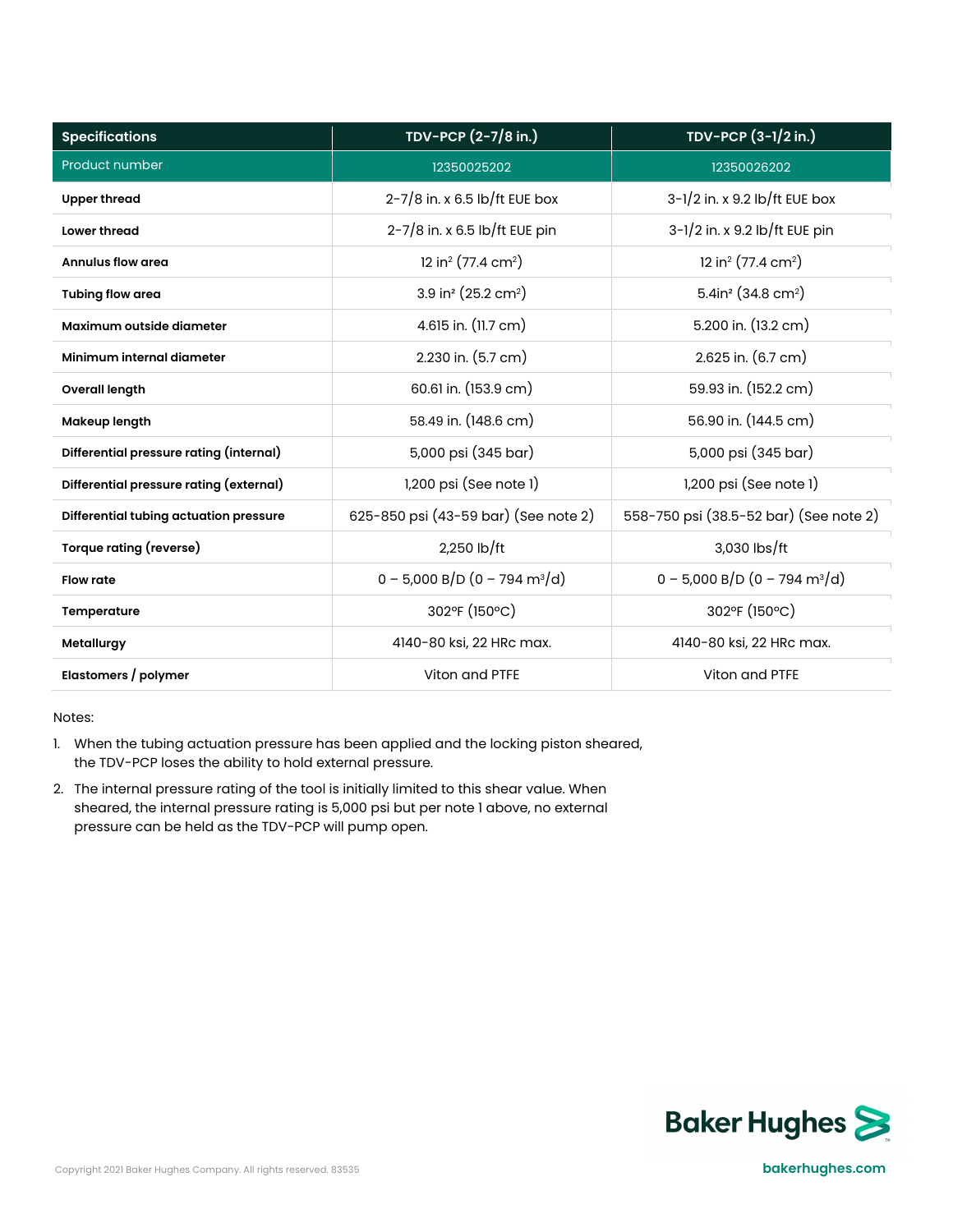| Specifications | TDV-PCP (2-7/8 in.) | TDV-PCP (3-1/2 in.) |
|---|---|---|
| Product number | 12350025202 | 12350026202 |
| **Upper thread** | 2-7/8 in. x 6.5 lb/ft EUE box | 3-1/2 in. x 9.2 lb/ft EUE box |
| **Lower thread** | 2-7/8 in. x 6.5 lb/ft EUE pin | 3-1/2 in. x 9.2 lb/ft EUE pin |
| **Annulus flow area** | 12 in$^2$ (77.4 cm$^2$) | 12 in$^2$ (77.4 cm$^2$) |
| **Tubing flow area** | 3.9 in$^2$ (25.2 cm$^2$) | 5.4in$^2$ (34.8 cm$^2$) |
| **Maximum outside diameter** | 4.615 in. (11.7 cm) | 5.200 in. (13.2 cm) |
| **Minimum internal diameter** | 2.230 in. (5.7 cm) | 2.625 in. (6.7 cm) |
| **Overall length** | 60.61 in. (153.9 cm) | 59.93 in. (152.2 cm) |
| **Makeup length** | 58.49 in. (148.6 cm) | 56.90 in. (144.5 cm) |
| **Differential pressure rating (internal)** | 5,000 psi (345 bar) | 5,000 psi (345 bar) |
| **Differential pressure rating (external)** | 1,200 psi (See note 1) | 1,200 psi (See note 1) |
| **Differential tubing actuation pressure** | 625-850 psi (43-59 bar) (See note 2) | 558-750 psi (38.5-52 bar) (See note 2) |
| **Torque rating (reverse)** | 2,250 lb/ft | 3,030 lbs/ft |
| **Flow rate** | 0 – 5,000 B/D (0 – 794 m$^3$/d) | 0 – 5,000 B/D (0 – 794 m$^3$/d) |
| **Temperature** | 302°F (150°C) | 302°F (150°C) |
| **Metallurgy** | 4140-80 ksi, 22 HRc max. | 4140-80 ksi, 22 HRc max. |
| **Elastomers / polymer** | Viton and PTFE | Viton and PTFE |

Notes:

1. When the tubing actuation pressure has been applied and the locking piston sheared, the TDV-PCP loses the ability to hold external pressure.
2. The internal pressure rating of the tool is initially limited to this shear value. When sheared, the internal pressure rating is 5,000 psi but per note 1 above, no external pressure can be held as the TDV-PCP will pump open.

Copyright 2021 Baker Hughes Company. All rights reserved. 83535

bakerhughes.com